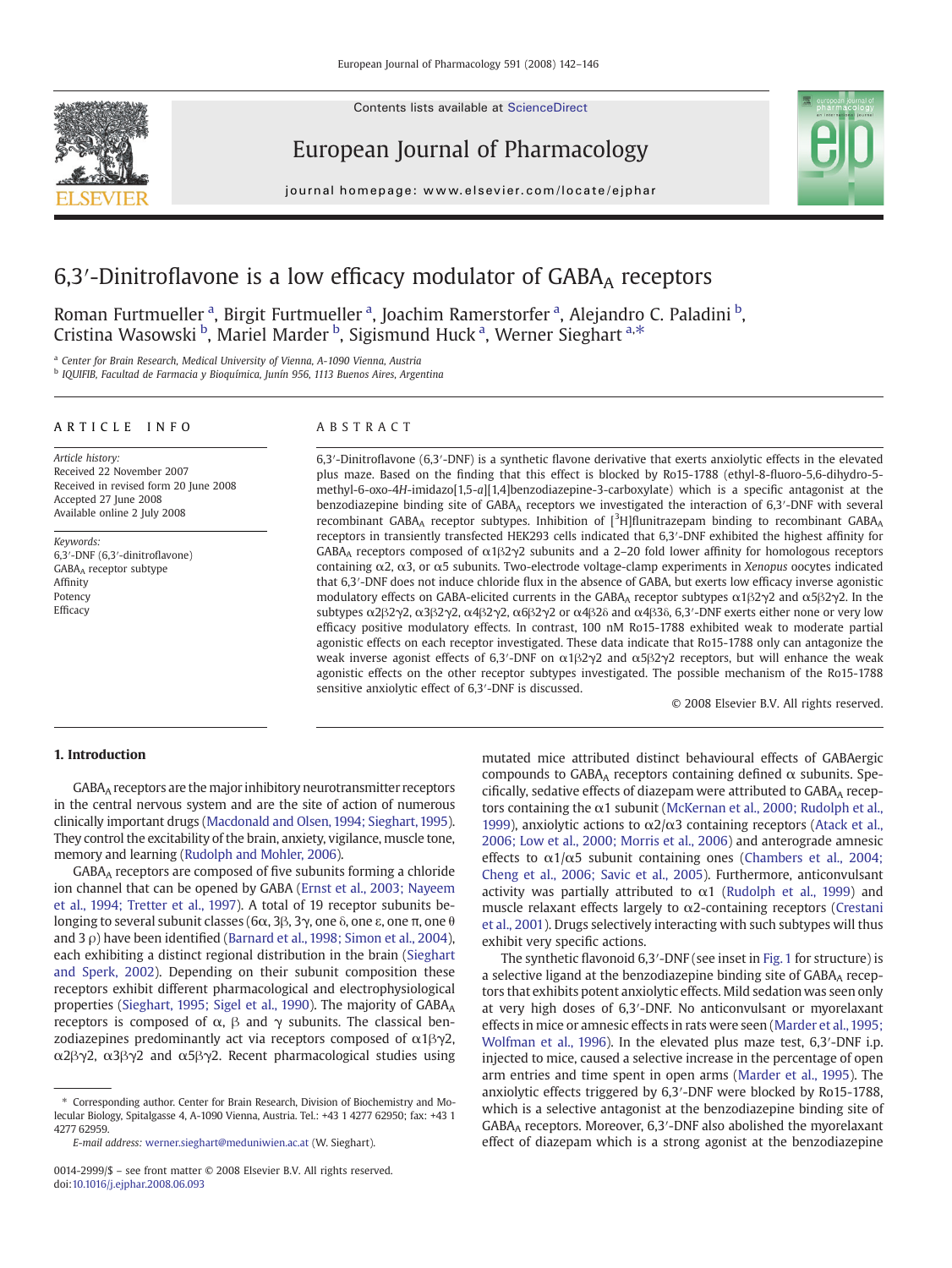# 6,3′-Dinitroflavone is a low efficacy modulator of $GABA_A$ receptors

Roman Furtmueller [a], Birgit Furtmueller [a], Joachim Ramerstorfer [a], Alejandro C. Paladini [b], Cristina Wasowski [b], Mariel Marder [b], Sigismund Huck [a], Werner Sieghart [a,*]

[a] Center for Brain Research, Medical University of Vienna, A-1090 Vienna, Austria

[b] IQUIFIB, Facultad de Farmacia y Bioquímica, Junín 956, 1113 Buenos Aires, Argentina

## ARTICLE INFO

*Article history:*
Received 22 November 2007
Received in revised form 20 June 2008
Accepted 27 June 2008
Available online 2 July 2008

*Keywords:*
6,3′-DNF (6,3′-dinitroflavone)
$GABA_A$ receptor subtype
Affinity
Potency
Efficacy

## ABSTRACT

6,3′-Dinitroflavone (6,3′-DNF) is a synthetic flavone derivative that exerts anxiolytic effects in the elevated plus maze. Based on the finding that this effect is blocked by Ro15-1788 (ethyl-8-fluoro-5,6-dihydro-5-methyl-6-oxo-4*H*-imidazo[1,5-*a*][1,4]benzodiazepine-3-carboxylate) which is a specific antagonist at the benzodiazepine binding site of $GABA_A$ receptors we investigated the interaction of 6,3′-DNF with several recombinant $GABA_A$ receptor subtypes. Inhibition of [$^3$H]flunitrazepam binding to recombinant $GABA_A$ receptors in transiently transfected HEK293 cells indicated that 6,3′-DNF exhibited the highest affinity for $GABA_A$ receptors composed of $\alpha1\beta2\gamma2$ subunits and a 2–20 fold lower affinity for homologous receptors containing $\alpha2$, $\alpha3$, or $\alpha5$ subunits. Two-electrode voltage-clamp experiments in *Xenopus* oocytes indicated that 6,3′-DNF does not induce chloride flux in the absence of GABA, but exerts low efficacy inverse agonistic modulatory effects on GABA-elicited currents in the $GABA_A$ receptor subtypes $\alpha1\beta2\gamma2$ and $\alpha5\beta2\gamma2$. In the subtypes $\alpha2\beta2\gamma2$, $\alpha3\beta2\gamma2$, $\alpha4\beta2\gamma2$, $\alpha6\beta2\gamma2$ or $\alpha4\beta2\delta$ and $\alpha4\beta3\delta$, 6,3′-DNF exerts either none or very low efficacy positive modulatory effects. In contrast, 100 nM Ro15-1788 exhibited weak to moderate partial agonistic effects on each receptor investigated. These data indicate that Ro15-1788 only can antagonize the weak inverse agonist effects of 6,3′-DNF on $\alpha1\beta2\gamma2$ and $\alpha5\beta2\gamma2$ receptors, but will enhance the weak agonistic effects on the other receptor subtypes investigated. The possible mechanism of the Ro15-1788 sensitive anxiolytic effect of 6,3′-DNF is discussed.

© 2008 Elsevier B.V. All rights reserved.

## 1. Introduction

$GABA_A$ receptors are the major inhibitory neurotransmitter receptors in the central nervous system and are the site of action of numerous clinically important drugs (Macdonald and Olsen, 1994; Sieghart, 1995). They control the excitability of the brain, anxiety, vigilance, muscle tone, memory and learning (Rudolph and Mohler, 2006).

$GABA_A$ receptors are composed of five subunits forming a chloride ion channel that can be opened by GABA (Ernst et al., 2003; Nayeem et al., 1994; Tretter et al., 1997). A total of 19 receptor subunits belonging to several subunit classes (6α, 3β, 3γ, one δ, one ε, one π, one θ and 3 ρ) have been identified (Barnard et al., 1998; Simon et al., 2004), each exhibiting a distinct regional distribution in the brain (Sieghart and Sperk, 2002). Depending on their subunit composition these receptors exhibit different pharmacological and electrophysiological properties (Sieghart, 1995; Sigel et al., 1990). The majority of $GABA_A$ receptors is composed of α, β and γ subunits. The classical benzodiazepines predominantly act via receptors composed of $\alpha1\beta\gamma2$, $\alpha2\beta\gamma2$, $\alpha3\beta\gamma2$ and $\alpha5\beta\gamma2$. Recent pharmacological studies using mutated mice attributed distinct behavioural effects of GABAergic compounds to $GABA_A$ receptors containing defined α subunits. Specifically, sedative effects of diazepam were attributed to $GABA_A$ receptors containing the α1 subunit (McKernan et al., 2000; Rudolph et al., 1999), anxiolytic actions to α2/α3 containing receptors (Atack et al., 2006; Low et al., 2000; Morris et al., 2006) and anterograde amnesic effects to α1/α5 subunit containing ones (Chambers et al., 2004; Cheng et al., 2006; Savic et al., 2005). Furthermore, anticonvulsant activity was partially attributed to α1 (Rudolph et al., 1999) and muscle relaxant effects largely to α2-containing receptors (Crestani et al., 2001). Drugs selectively interacting with such subtypes will thus exhibit very specific actions.

The synthetic flavonoid 6,3′-DNF (see inset in Fig. 1 for structure) is a selective ligand at the benzodiazepine binding site of $GABA_A$ receptors that exhibits potent anxiolytic effects. Mild sedation was seen only at very high doses of 6,3′-DNF. No anticonvulsant or myorelaxant effects in mice or amnesic effects in rats were seen (Marder et al., 1995; Wolfman et al., 1996). In the elevated plus maze test, 6,3′-DNF i.p. injected to mice, caused a selective increase in the percentage of open arm entries and time spent in open arms (Marder et al., 1995). The anxiolytic effects triggered by 6,3′-DNF were blocked by Ro15-1788, which is a selective antagonist at the benzodiazepine binding site of $GABA_A$ receptors. Moreover, 6,3′-DNF also abolished the myorelaxant effect of diazepam which is a strong agonist at the benzodiazepine

\* Corresponding author. Center for Brain Research, Division of Biochemistry and Molecular Biology, Spitalgasse 4, A-1090 Vienna, Austria. Tel.: +43 1 4277 62950; fax: +43 1 4277 62959.

*E-mail address:* werner.sieghart@meduniwien.ac.at (W. Sieghart).

0014-2999/$ – see front matter © 2008 Elsevier B.V. All rights reserved.
doi:10.1016/j.ejphar.2008.06.093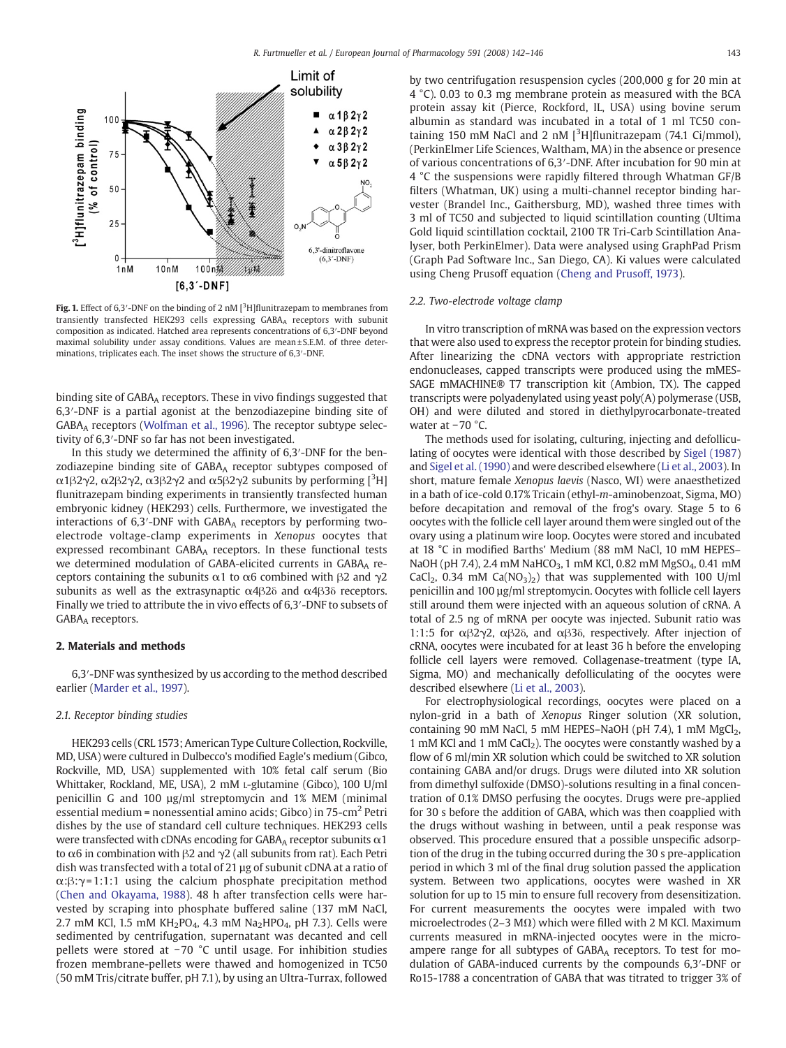**Fig. 1.** Effect of 6,3′-DNF on the binding of 2 nM [$^3$H]flunitrazepam to membranes from transiently transfected HEK293 cells expressing GABA$_A$ receptors with subunit composition as indicated. Hatched area represents concentrations of 6,3′-DNF beyond maximal solubility under assay conditions. Values are mean±S.E.M. of three determinations, triplicates each. The inset shows the structure of 6,3′-DNF.

binding site of GABA$_A$ receptors. These in vivo findings suggested that 6,3′-DNF is a partial agonist at the benzodiazepine binding site of GABA$_A$ receptors (Wolfman et al., 1996). The receptor subtype selectivity of 6,3′-DNF so far has not been investigated.

In this study we determined the affinity of 6,3′-DNF for the benzodiazepine binding site of GABA$_A$ receptor subtypes composed of α1β2γ2, α2β2γ2, α3β2γ2 and α5β2γ2 subunits by performing [$^3$H] flunitrazepam binding experiments in transiently transfected human embryonic kidney (HEK293) cells. Furthermore, we investigated the interactions of 6,3′-DNF with GABA$_A$ receptors by performing two-electrode voltage-clamp experiments in *Xenopus* oocytes that expressed recombinant GABA$_A$ receptors. In these functional tests we determined modulation of GABA-elicited currents in GABA$_A$ receptors containing the subunits α1 to α6 combined with β2 and γ2 subunits as well as the extrasynaptic α4β2δ and α4β3δ receptors. Finally we tried to attribute the in vivo effects of 6,3′-DNF to subsets of GABA$_A$ receptors.

## 2. Materials and methods

6,3′-DNF was synthesized by us according to the method described earlier (Marder et al., 1997).

### 2.1. Receptor binding studies

HEK293 cells (CRL 1573; American Type Culture Collection, Rockville, MD, USA) were cultured in Dulbecco's modified Eagle's medium (Gibco, Rockville, MD, USA) supplemented with 10% fetal calf serum (Bio Whittaker, Rockland, ME, USA), 2 mM L-glutamine (Gibco), 100 U/ml penicillin G and 100 µg/ml streptomycin and 1% MEM (minimal essential medium = nonessential amino acids; Gibco) in 75-cm$^2$ Petri dishes by the use of standard cell culture techniques. HEK293 cells were transfected with cDNAs encoding for GABA$_A$ receptor subunits α1 to α6 in combination with β2 and γ2 (all subunits from rat). Each Petri dish was transfected with a total of 21 µg of subunit cDNA at a ratio of α:β:γ = 1:1:1 using the calcium phosphate precipitation method (Chen and Okayama, 1988). 48 h after transfection cells were harvested by scraping into phosphate buffered saline (137 mM NaCl, 2.7 mM KCl, 1.5 mM $KH_2PO_4$, 4.3 mM $Na_2HPO_4$, pH 7.3). Cells were sedimented by centrifugation, supernatant was decanted and cell pellets were stored at −70 °C until usage. For inhibition studies frozen membrane-pellets were thawed and homogenized in TC50 (50 mM Tris/citrate buffer, pH 7.1), by using an Ultra-Turrax, followed by two centrifugation resuspension cycles (200,000 g for 20 min at 4 °C). 0.03 to 0.3 mg membrane protein as measured with the BCA protein assay kit (Pierce, Rockford, IL, USA) using bovine serum albumin as standard was incubated in a total of 1 ml TC50 containing 150 mM NaCl and 2 nM [$^3$H]flunitrazepam (74.1 Ci/mmol), (PerkinElmer Life Sciences, Waltham, MA) in the absence or presence of various concentrations of 6,3′-DNF. After incubation for 90 min at 4 °C the suspensions were rapidly filtered through Whatman GF/B filters (Whatman, UK) using a multi-channel receptor binding harvester (Brandel Inc., Gaithersburg, MD), washed three times with 3 ml of TC50 and subjected to liquid scintillation counting (Ultima Gold liquid scintillation cocktail, 2100 TR Tri-Carb Scintillation Analyser, both PerkinElmer). Data were analysed using GraphPad Prism (Graph Pad Software Inc., San Diego, CA). Ki values were calculated using Cheng Prusoff equation (Cheng and Prusoff, 1973).

### 2.2. Two-electrode voltage clamp

In vitro transcription of mRNA was based on the expression vectors that were also used to express the receptor protein for binding studies. After linearizing the cDNA vectors with appropriate restriction endonucleases, capped transcripts were produced using the mMESSAGE mMACHINE® T7 transcription kit (Ambion, TX). The capped transcripts were polyadenylated using yeast poly(A) polymerase (USB, OH) and were diluted and stored in diethylpyrocarbonate-treated water at −70 °C.

The methods used for isolating, culturing, injecting and defolliculating of oocytes were identical with those described by Sigel (1987) and Sigel et al. (1990) and were described elsewhere (Li et al., 2003). In short, mature female *Xenopus laevis* (Nasco, WI) were anaesthetized in a bath of ice-cold 0.17% Tricain (ethyl-*m*-aminobenzoat, Sigma, MO) before decapitation and removal of the frog's ovary. Stage 5 to 6 oocytes with the follicle cell layer around them were singled out of the ovary using a platinum wire loop. Oocytes were stored and incubated at 18 °C in modified Barths' Medium (88 mM NaCl, 10 mM HEPES–NaOH (pH 7.4), 2.4 mM $NaHCO_3$, 1 mM KCl, 0.82 mM $MgSO_4$, 0.41 mM $CaCl_2$, 0.34 mM $Ca(NO_3)_2$) that was supplemented with 100 U/ml penicillin and 100 µg/ml streptomycin. Oocytes with follicle cell layers still around them were injected with an aqueous solution of cRNA. A total of 2.5 ng of mRNA per oocyte was injected. Subunit ratio was 1:1:5 for αβ2γ2, αβ2δ, and αβ3δ, respectively. After injection of cRNA, oocytes were incubated for at least 36 h before the enveloping follicle cell layers were removed. Collagenase-treatment (type IA, Sigma, MO) and mechanically defolliculating of the oocytes were described elsewhere (Li et al., 2003).

For electrophysiological recordings, oocytes were placed on a nylon-grid in a bath of *Xenopus* Ringer solution (XR solution, containing 90 mM NaCl, 5 mM HEPES–NaOH (pH 7.4), 1 mM $MgCl_2$, 1 mM KCl and 1 mM $CaCl_2$). The oocytes were constantly washed by a flow of 6 ml/min XR solution which could be switched to XR solution containing GABA and/or drugs. Drugs were diluted into XR solution from dimethyl sulfoxide (DMSO)-solutions resulting in a final concentration of 0.1% DMSO perfusing the oocytes. Drugs were pre-applied for 30 s before the addition of GABA, which was then coapplied with the drugs without washing in between, until a peak response was observed. This procedure ensured that a possible unspecific adsorption of the drug in the tubing occurred during the 30 s pre-application period in which 3 ml of the final drug solution passed the application system. Between two applications, oocytes were washed in XR solution for up to 15 min to ensure full recovery from desensitization. For current measurements the oocytes were impaled with two microelectrodes (2–3 MΩ) which were filled with 2 M KCl. Maximum currents measured in mRNA-injected oocytes were in the microampere range for all subtypes of GABA$_A$ receptors. To test for modulation of GABA-induced currents by the compounds 6,3′-DNF or Ro15-1788 a concentration of GABA that was titrated to trigger 3% of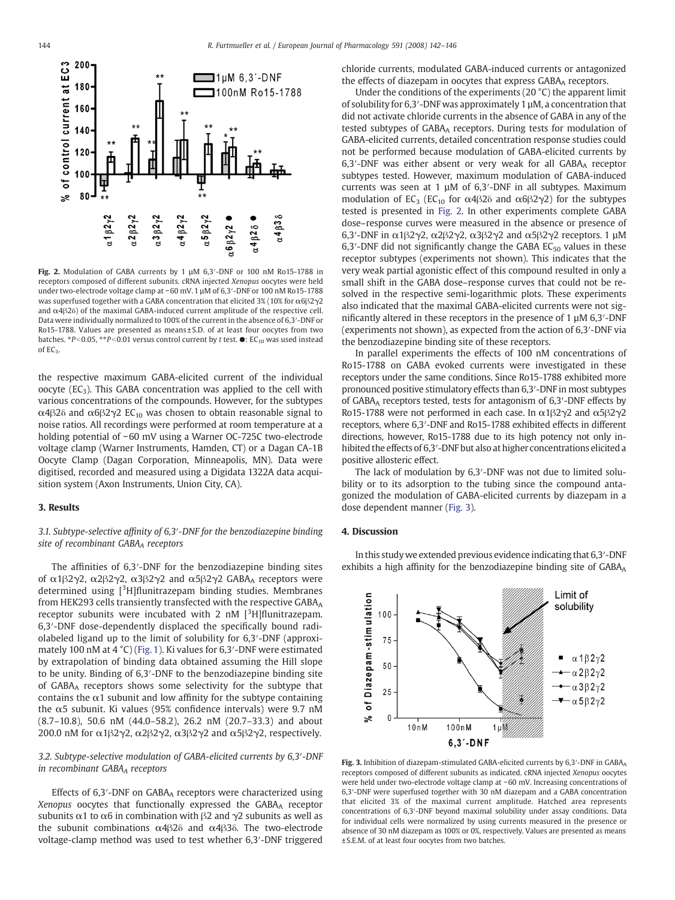Fig. 2. Modulation of GABA currents by 1 µM 6,3′-DNF or 100 nM Ro15-1788 in receptors composed of different subunits. cRNA injected *Xenopus* oocytes were held under two-electrode voltage clamp at −60 mV. 1 µM of 6,3′-DNF or 100 nM Ro15-1788 was superfused together with a GABA concentration that elicited 3% (10% for α6β2γ2 and α4β2δ) of the maximal GABA-induced current amplitude of the respective cell. Data were individually normalized to 100% of the current in the absence of 6,3′-DNF or Ro15-1788. Values are presented as means±S.D. of at least four oocytes from two batches. \*$P<0.05$, \*\*$P<0.01$ versus control current by *t* test. ●: $EC_{10}$ was used instead of $EC_3$.

the respective maximum GABA-elicited current of the individual oocyte ($EC_3$). This GABA concentration was applied to the cell with various concentrations of the compounds. However, for the subtypes α4β2δ and α6β2γ2 $EC_{10}$ was chosen to obtain reasonable signal to noise ratios. All recordings were performed at room temperature at a holding potential of −60 mV using a Warner OC-725C two-electrode voltage clamp (Warner Instruments, Hamden, CT) or a Dagan CA-1B Oocyte Clamp (Dagan Corporation, Minneapolis, MN). Data were digitised, recorded and measured using a Digidata 1322A data acquisition system (Axon Instruments, Union City, CA).

## 3. Results

### 3.1. Subtype-selective affinity of 6,3′-DNF for the benzodiazepine binding site of recombinant $GABA_A$ receptors

The affinities of 6,3′-DNF for the benzodiazepine binding sites of α1β2γ2, α2β2γ2, α3β2γ2 and α5β2γ2 $GABA_A$ receptors were determined using [$^3$H]flunitrazepam binding studies. Membranes from HEK293 cells transiently transfected with the respective $GABA_A$ receptor subunits were incubated with 2 nM [$^3$H]flunitrazepam. 6,3′-DNF dose-dependently displaced the specifically bound radiolabeled ligand up to the limit of solubility for 6,3′-DNF (approximately 100 nM at 4 °C) (Fig. 1). Ki values for 6,3′-DNF were estimated by extrapolation of binding data obtained assuming the Hill slope to be unity. Binding of 6,3′-DNF to the benzodiazepine binding site of $GABA_A$ receptors shows some selectivity for the subtype that contains the α1 subunit and low affinity for the subtype containing the α5 subunit. Ki values (95% confidence intervals) were 9.7 nM (8.7–10.8), 50.6 nM (44.0–58.2), 26.2 nM (20.7–33.3) and about 200.0 nM for α1β2γ2, α2β2γ2, α3β2γ2 and α5β2γ2, respectively.

### 3.2. Subtype-selective modulation of GABA-elicited currents by 6,3′-DNF in recombinant $GABA_A$ receptors

Effects of 6,3′-DNF on $GABA_A$ receptors were characterized using *Xenopus* oocytes that functionally expressed the $GABA_A$ receptor subunits α1 to α6 in combination with β2 and γ2 subunits as well as the subunit combinations α4β2δ and α4β3δ. The two-electrode voltage-clamp method was used to test whether 6,3′-DNF triggered chloride currents, modulated GABA-induced currents or antagonized the effects of diazepam in oocytes that express $GABA_A$ receptors.

Under the conditions of the experiments (20 °C) the apparent limit of solubility for 6,3′-DNF was approximately 1 µM, a concentration that did not activate chloride currents in the absence of GABA in any of the tested subtypes of $GABA_A$ receptors. During tests for modulation of GABA-elicited currents, detailed concentration response studies could not be performed because modulation of GABA-elicited currents by 6,3′-DNF was either absent or very weak for all $GABA_A$ receptor subtypes tested. However, maximum modulation of GABA-induced currents was seen at 1 µM of 6,3′-DNF in all subtypes. Maximum modulation of $EC_3$ ($EC_{10}$ for α4β2δ and α6β2γ2) for the subtypes tested is presented in Fig. 2. In other experiments complete GABA dose–response curves were measured in the absence or presence of 6,3′-DNF in α1β2γ2, α2β2γ2, α3β2γ2 and α5β2γ2 receptors. 1 µM 6,3′-DNF did not significantly change the GABA $EC_{50}$ values in these receptor subtypes (experiments not shown). This indicates that the very weak partial agonistic effect of this compound resulted in only a small shift in the GABA dose–response curves that could not be resolved in the respective semi-logarithmic plots. These experiments also indicated that the maximal GABA-elicited currents were not significantly altered in these receptors in the presence of 1 µM 6,3′-DNF (experiments not shown), as expected from the action of 6,3′-DNF via the benzodiazepine binding site of these receptors.

In parallel experiments the effects of 100 nM concentrations of Ro15-1788 on GABA evoked currents were investigated in these receptors under the same conditions. Since Ro15-1788 exhibited more pronounced positive stimulatory effects than 6,3′-DNF in most subtypes of $GABA_A$ receptors tested, tests for antagonism of 6,3′-DNF effects by Ro15-1788 were not performed in each case. In α1β2γ2 and α5β2γ2 receptors, where 6,3′-DNF and Ro15-1788 exhibited effects in different directions, however, Ro15-1788 due to its high potency not only inhibited the effects of 6,3′-DNF but also at higher concentrations elicited a positive allosteric effect.

The lack of modulation by 6,3′-DNF was not due to limited solubility or to its adsorption to the tubing since the compound antagonized the modulation of GABA-elicited currents by diazepam in a dose dependent manner (Fig. 3).

## 4. Discussion

In this study we extended previous evidence indicating that 6,3′-DNF exhibits a high affinity for the benzodiazepine binding site of $GABA_A$

Fig. 3. Inhibition of diazepam-stimulated GABA-elicited currents by 6,3′-DNF in $GABA_A$ receptors composed of different subunits as indicated. cRNA injected *Xenopus* oocytes were held under two-electrode voltage clamp at −60 mV. Increasing concentrations of 6,3′-DNF were superfused together with 30 nM diazepam and a GABA concentration that elicited 3% of the maximal current amplitude. Hatched area represents concentrations of 6,3′-DNF beyond maximal solubility under assay conditions. Data for individual cells were normalized by using currents measured in the presence or absence of 30 nM diazepam as 100% or 0%, respectively. Values are presented as means ±S.E.M. of at least four oocytes from two batches.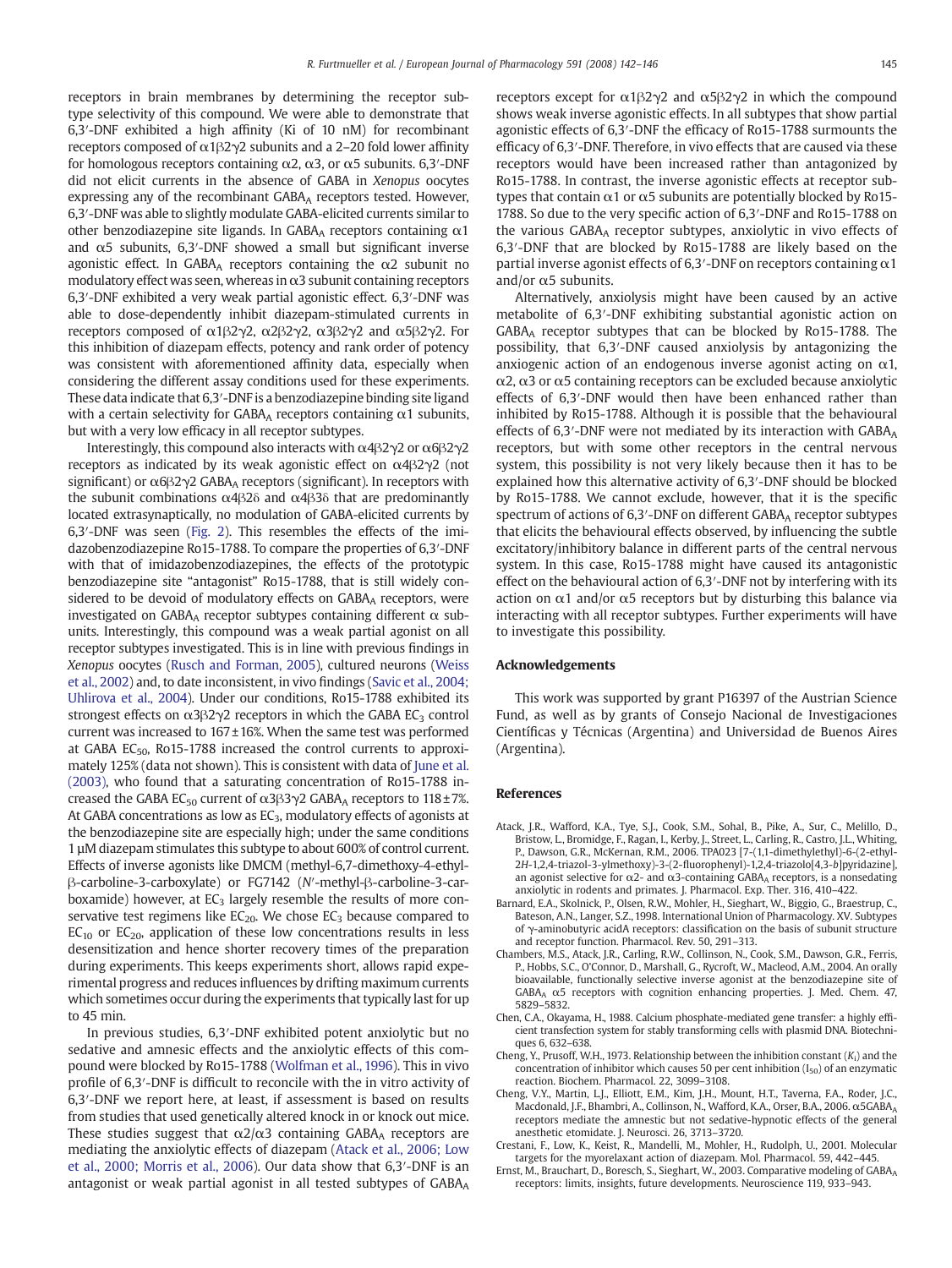receptors in brain membranes by determining the receptor subtype selectivity of this compound. We were able to demonstrate that 6,3′-DNF exhibited a high affinity (Ki of 10 nM) for recombinant receptors composed of α1β2γ2 subunits and a 2–20 fold lower affinity for homologous receptors containing α2, α3, or α5 subunits. 6,3′-DNF did not elicit currents in the absence of GABA in *Xenopus* oocytes expressing any of the recombinant $GABA_A$ receptors tested. However, 6,3′-DNF was able to slightly modulate GABA-elicited currents similar to other benzodiazepine site ligands. In $GABA_A$ receptors containing α1 and α5 subunits, 6,3′-DNF showed a small but significant inverse agonistic effect. In $GABA_A$ receptors containing the α2 subunit no modulatory effect was seen, whereas in α3 subunit containing receptors 6,3′-DNF exhibited a very weak partial agonistic effect. 6,3′-DNF was able to dose-dependently inhibit diazepam-stimulated currents in receptors composed of α1β2γ2, α2β2γ2, α3β2γ2 and α5β2γ2. For this inhibition of diazepam effects, potency and rank order of potency was consistent with aforementioned affinity data, especially when considering the different assay conditions used for these experiments. These data indicate that 6,3′-DNF is a benzodiazepine binding site ligand with a certain selectivity for $GABA_A$ receptors containing α1 subunits, but with a very low efficacy in all receptor subtypes.

Interestingly, this compound also interacts with α4β2γ2 or α6β2γ2 receptors as indicated by its weak agonistic effect on α4β2γ2 (not significant) or α6β2γ2 $GABA_A$ receptors (significant). In receptors with the subunit combinations α4β2δ and α4β3δ that are predominantly located extrasynaptically, no modulation of GABA-elicited currents by 6,3′-DNF was seen (Fig. 2). This resembles the effects of the imidazobenzodiazepine Ro15-1788. To compare the properties of 6,3′-DNF with that of imidazobenzodiazepines, the effects of the prototypic benzodiazepine site "antagonist" Ro15-1788, that is still widely considered to be devoid of modulatory effects on $GABA_A$ receptors, were investigated on $GABA_A$ receptor subtypes containing different α subunits. Interestingly, this compound was a weak partial agonist on all receptor subtypes investigated. This is in line with previous findings in *Xenopus* oocytes (Rusch and Forman, 2005), cultured neurons (Weiss et al., 2002) and, to date inconsistent, in vivo findings (Savic et al., 2004; Uhlirova et al., 2004). Under our conditions, Ro15-1788 exhibited its strongest effects on α3β2γ2 receptors in which the GABA $EC_3$ control current was increased to 167±16%. When the same test was performed at GABA $EC_{50}$, Ro15-1788 increased the control currents to approximately 125% (data not shown). This is consistent with data of June et al. (2003), who found that a saturating concentration of Ro15-1788 increased the GABA $EC_{50}$ current of α3β3γ2 $GABA_A$ receptors to 118±7%. At GABA concentrations as low as $EC_3$, modulatory effects of agonists at the benzodiazepine site are especially high; under the same conditions 1 μM diazepam stimulates this subtype to about 600% of control current. Effects of inverse agonists like DMCM (methyl-6,7-dimethoxy-4-ethyl-β-carboline-3-carboxylate) or FG7142 (*N′*-methyl-β-carboline-3-carboxamide) however, at $EC_3$ largely resemble the results of more conservative test regimens like $EC_{20}$. We chose $EC_3$ because compared to $EC_{10}$ or $EC_{20}$, application of these low concentrations results in less desensitization and hence shorter recovery times of the preparation during experiments. This keeps experiments short, allows rapid experimental progress and reduces influences by drifting maximum currents which sometimes occur during the experiments that typically last for up to 45 min.

In previous studies, 6,3′-DNF exhibited potent anxiolytic but no sedative and amnesic effects and the anxiolytic effects of this compound were blocked by Ro15-1788 (Wolfman et al., 1996). This in vivo profile of 6,3′-DNF is difficult to reconcile with the in vitro activity of 6,3′-DNF we report here, at least, if assessment is based on results from studies that used genetically altered knock in or knock out mice. These studies suggest that α2/α3 containing $GABA_A$ receptors are mediating the anxiolytic effects of diazepam (Atack et al., 2006; Low et al., 2000; Morris et al., 2006). Our data show that 6,3′-DNF is an antagonist or weak partial agonist in all tested subtypes of $GABA_A$ receptors except for α1β2γ2 and α5β2γ2 in which the compound shows weak inverse agonistic effects. In all subtypes that show partial agonistic effects of 6,3′-DNF the efficacy of Ro15-1788 surmounts the efficacy of 6,3′-DNF. Therefore, in vivo effects that are caused via these receptors would have been increased rather than antagonized by Ro15-1788. In contrast, the inverse agonistic effects at receptor subtypes that contain α1 or α5 subunits are potentially blocked by Ro15-1788. So due to the very specific action of 6,3′-DNF and Ro15-1788 on the various $GABA_A$ receptor subtypes, anxiolytic in vivo effects of 6,3′-DNF that are blocked by Ro15-1788 are likely based on the partial inverse agonist effects of 6,3′-DNF on receptors containing α1 and/or α5 subunits.

Alternatively, anxiolysis might have been caused by an active metabolite of 6,3′-DNF exhibiting substantial agonistic action on $GABA_A$ receptor subtypes that can be blocked by Ro15-1788. The possibility, that 6,3′-DNF caused anxiolysis by antagonizing the anxiogenic action of an endogenous inverse agonist acting on α1, α2, α3 or α5 containing receptors can be excluded because anxiolytic effects of 6,3′-DNF would then have been enhanced rather than inhibited by Ro15-1788. Although it is possible that the behavioural effects of 6,3′-DNF were not mediated by its interaction with $GABA_A$ receptors, but with some other receptors in the central nervous system, this possibility is not very likely because then it has to be explained how this alternative activity of 6,3′-DNF should be blocked by Ro15-1788. We cannot exclude, however, that it is the specific spectrum of actions of 6,3′-DNF on different $GABA_A$ receptor subtypes that elicits the behavioural effects observed, by influencing the subtle excitatory/inhibitory balance in different parts of the central nervous system. In this case, Ro15-1788 might have caused its antagonistic effect on the behavioural action of 6,3′-DNF not by interfering with its action on α1 and/or α5 receptors but by disturbing this balance via interacting with all receptor subtypes. Further experiments will have to investigate this possibility.

## Acknowledgements

This work was supported by grant P16397 of the Austrian Science Fund, as well as by grants of Consejo Nacional de Investigaciones Científicas y Técnicas (Argentina) and Universidad de Buenos Aires (Argentina).

## References

Atack, J.R., Wafford, K.A., Tye, S.J., Cook, S.M., Sohal, B., Pike, A., Sur, C., Melillo, D., Bristow, L., Bromidge, F., Ragan, I., Kerby, J., Street, L., Carling, R., Castro, J.L., Whiting, P., Dawson, G.R., McKernan, R.M., 2006. TPA023 [7-(1,1-dimethylethyl)-6-(2-ethyl-2*H*-1,2,4-triazol-3-ylmethoxy)-3-(2-fluorophenyl)-1,2,4-triazolo[4,3-*b*]pyridazine], an agonist selective for α2- and α3-containing $GABA_A$ receptors, is a nonsedating anxiolytic in rodents and primates. J. Pharmacol. Exp. Ther. 316, 410–422.

Barnard, E.A., Skolnick, P., Olsen, R.W., Mohler, H., Sieghart, W., Biggio, G., Braestrup, C., Bateson, A.N., Langer, S.Z., 1998. International Union of Pharmacology. XV. Subtypes of γ-aminobutyric acidA receptors: classification on the basis of subunit structure and receptor function. Pharmacol. Rev. 50, 291–313.

Chambers, M.S., Atack, J.R., Carling, R.W., Collinson, N., Cook, S.M., Dawson, G.R., Ferris, P., Hobbs, S.C., O'Connor, D., Marshall, G., Rycroft, W., Macleod, A.M., 2004. An orally bioavailable, functionally selective inverse agonist at the benzodiazepine site of $GABA_A$ α5 receptors with cognition enhancing properties. J. Med. Chem. 47, 5829–5832.

Chen, C.A., Okayama, H., 1988. Calcium phosphate-mediated gene transfer: a highly efficient transfection system for stably transforming cells with plasmid DNA. Biotechniques 6, 632–638.

Cheng, Y., Prusoff, W.H., 1973. Relationship between the inhibition constant ($K_I$) and the concentration of inhibitor which causes 50 per cent inhibition ($I_{50}$) of an enzymatic reaction. Biochem. Pharmacol. 22, 3099–3108.

Cheng, V.Y., Martin, L.J., Elliott, E.M., Kim, J.H., Mount, H.T., Taverna, F.A., Roder, J.C., Macdonald, J.F., Bhambri, A., Collinson, N., Wafford, K.A., Orser, B.A., 2006. $α5GABA_A$ receptors mediate the amnestic but not sedative-hypnotic effects of the general anesthetic etomidate. J. Neurosci. 26, 3713–3720.

Crestani, F., Low, K., Keist, R., Mandelli, M., Mohler, H., Rudolph, U., 2001. Molecular targets for the myorelaxant action of diazepam. Mol. Pharmacol. 59, 442–445.

Ernst, M., Brauchart, D., Boresch, S., Sieghart, W., 2003. Comparative modeling of $GABA_A$ receptors: limits, insights, future developments. Neuroscience 119, 933–943.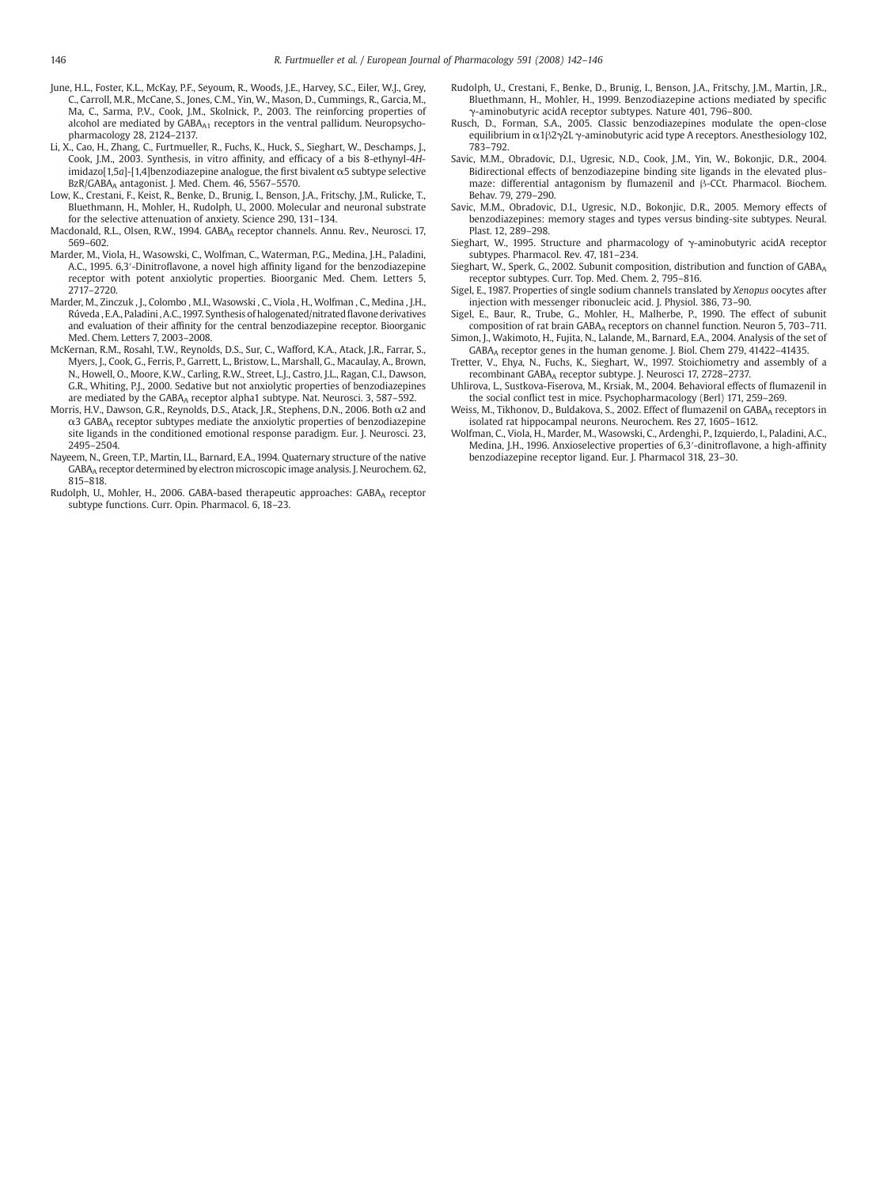June, H.L., Foster, K.L., McKay, P.F., Seyoum, R., Woods, J.E., Harvey, S.C., Eiler, W.J., Grey, C., Carroll, M.R., McCane, S., Jones, C.M., Yin, W., Mason, D., Cummings, R., Garcia, M., Ma, C., Sarma, P.V., Cook, J.M., Skolnick, P., 2003. The reinforcing properties of alcohol are mediated by $GABA_{A1}$ receptors in the ventral pallidum. Neuropsychopharmacology 28, 2124–2137.

Li, X., Cao, H., Zhang, C., Furtmueller, R., Fuchs, K., Huck, S., Sieghart, W., Deschamps, J., Cook, J.M., 2003. Synthesis, in vitro affinity, and efficacy of a bis 8-ethynyl-4*H*-imidazo[1,5*a*]-[1,4]benzodiazepine analogue, the first bivalent α5 subtype selective BzR/$GABA_A$ antagonist. J. Med. Chem. 46, 5567–5570.

Low, K., Crestani, F., Keist, R., Benke, D., Brunig, I., Benson, J.A., Fritschy, J.M., Rulicke, T., Bluethmann, H., Mohler, H., Rudolph, U., 2000. Molecular and neuronal substrate for the selective attenuation of anxiety. Science 290, 131–134.

Macdonald, R.L., Olsen, R.W., 1994. $GABA_A$ receptor channels. Annu. Rev., Neurosci. 17, 569–602.

Marder, M., Viola, H., Wasowski, C., Wolfman, C., Waterman, P.G., Medina, J.H., Paladini, A.C., 1995. 6,3′-Dinitroflavone, a novel high affinity ligand for the benzodiazepine receptor with potent anxiolytic properties. Bioorganic Med. Chem. Letters 5, 2717–2720.

Marder, M., Zinczuk , J., Colombo , M.I., Wasowski , C., Viola , H., Wolfman , C., Medina , J.H., Rúveda , E.A., Paladini , A.C., 1997. Synthesis of halogenated/nitrated flavone derivatives and evaluation of their affinity for the central benzodiazepine receptor. Bioorganic Med. Chem. Letters 7, 2003–2008.

McKernan, R.M., Rosahl, T.W., Reynolds, D.S., Sur, C., Wafford, K.A., Atack, J.R., Farrar, S., Myers, J., Cook, G., Ferris, P., Garrett, L., Bristow, L., Marshall, G., Macaulay, A., Brown, N., Howell, O., Moore, K.W., Carling, R.W., Street, L.J., Castro, J.L., Ragan, C.I., Dawson, G.R., Whiting, P.J., 2000. Sedative but not anxiolytic properties of benzodiazepines are mediated by the $GABA_A$ receptor alpha1 subtype. Nat. Neurosci. 3, 587–592.

Morris, H.V., Dawson, G.R., Reynolds, D.S., Atack, J.R., Stephens, D.N., 2006. Both α2 and α3 $GABA_A$ receptor subtypes mediate the anxiolytic properties of benzodiazepine site ligands in the conditioned emotional response paradigm. Eur. J. Neurosci. 23, 2495–2504.

Nayeem, N., Green, T.P., Martin, I.L., Barnard, E.A., 1994. Quaternary structure of the native $GABA_A$ receptor determined by electron microscopic image analysis. J. Neurochem. 62, 815–818.

Rudolph, U., Mohler, H., 2006. GABA-based therapeutic approaches: $GABA_A$ receptor subtype functions. Curr. Opin. Pharmacol. 6, 18–23.

Rudolph, U., Crestani, F., Benke, D., Brunig, I., Benson, J.A., Fritschy, J.M., Martin, J.R., Bluethmann, H., Mohler, H., 1999. Benzodiazepine actions mediated by specific γ-aminobutyric acidA receptor subtypes. Nature 401, 796–800.

Rusch, D., Forman, S.A., 2005. Classic benzodiazepines modulate the open-close equilibrium in α1β2γ2L γ-aminobutyric acid type A receptors. Anesthesiology 102, 783–792.

Savic, M.M., Obradovic, D.I., Ugresic, N.D., Cook, J.M., Yin, W., Bokonjic, D.R., 2004. Bidirectional effects of benzodiazepine binding site ligands in the elevated plus-maze: differential antagonism by flumazenil and β-CCt. Pharmacol. Biochem. Behav. 79, 279–290.

Savic, M.M., Obradovic, D.I., Ugresic, N.D., Bokonjic, D.R., 2005. Memory effects of benzodiazepines: memory stages and types versus binding-site subtypes. Neural. Plast. 12, 289–298.

Sieghart, W., 1995. Structure and pharmacology of γ-aminobutyric acidA receptor subtypes. Pharmacol. Rev. 47, 181–234.

Sieghart, W., Sperk, G., 2002. Subunit composition, distribution and function of $GABA_A$ receptor subtypes. Curr. Top. Med. Chem. 2, 795–816.

Sigel, E., 1987. Properties of single sodium channels translated by *Xenopus* oocytes after injection with messenger ribonucleic acid. J. Physiol. 386, 73–90.

Sigel, E., Baur, R., Trube, G., Mohler, H., Malherbe, P., 1990. The effect of subunit composition of rat brain $GABA_A$ receptors on channel function. Neuron 5, 703–711.

Simon, J., Wakimoto, H., Fujita, N., Lalande, M., Barnard, E.A., 2004. Analysis of the set of $GABA_A$ receptor genes in the human genome. J. Biol. Chem 279, 41422–41435.

Tretter, V., Ehya, N., Fuchs, K., Sieghart, W., 1997. Stoichiometry and assembly of a recombinant $GABA_A$ receptor subtype. J. Neurosci 17, 2728–2737.

Uhlirova, L., Sustkova-Fiserova, M., Krsiak, M., 2004. Behavioral effects of flumazenil in the social conflict test in mice. Psychopharmacology (Berl) 171, 259–269.

Weiss, M., Tikhonov, D., Buldakova, S., 2002. Effect of flumazenil on $GABA_A$ receptors in isolated rat hippocampal neurons. Neurochem. Res 27, 1605–1612.

Wolfman, C., Viola, H., Marder, M., Wasowski, C., Ardenghi, P., Izquierdo, I., Paladini, A.C., Medina, J.H., 1996. Anxioselective properties of 6,3′-dinitroflavone, a high-affinity benzodiazepine receptor ligand. Eur. J. Pharmacol 318, 23–30.